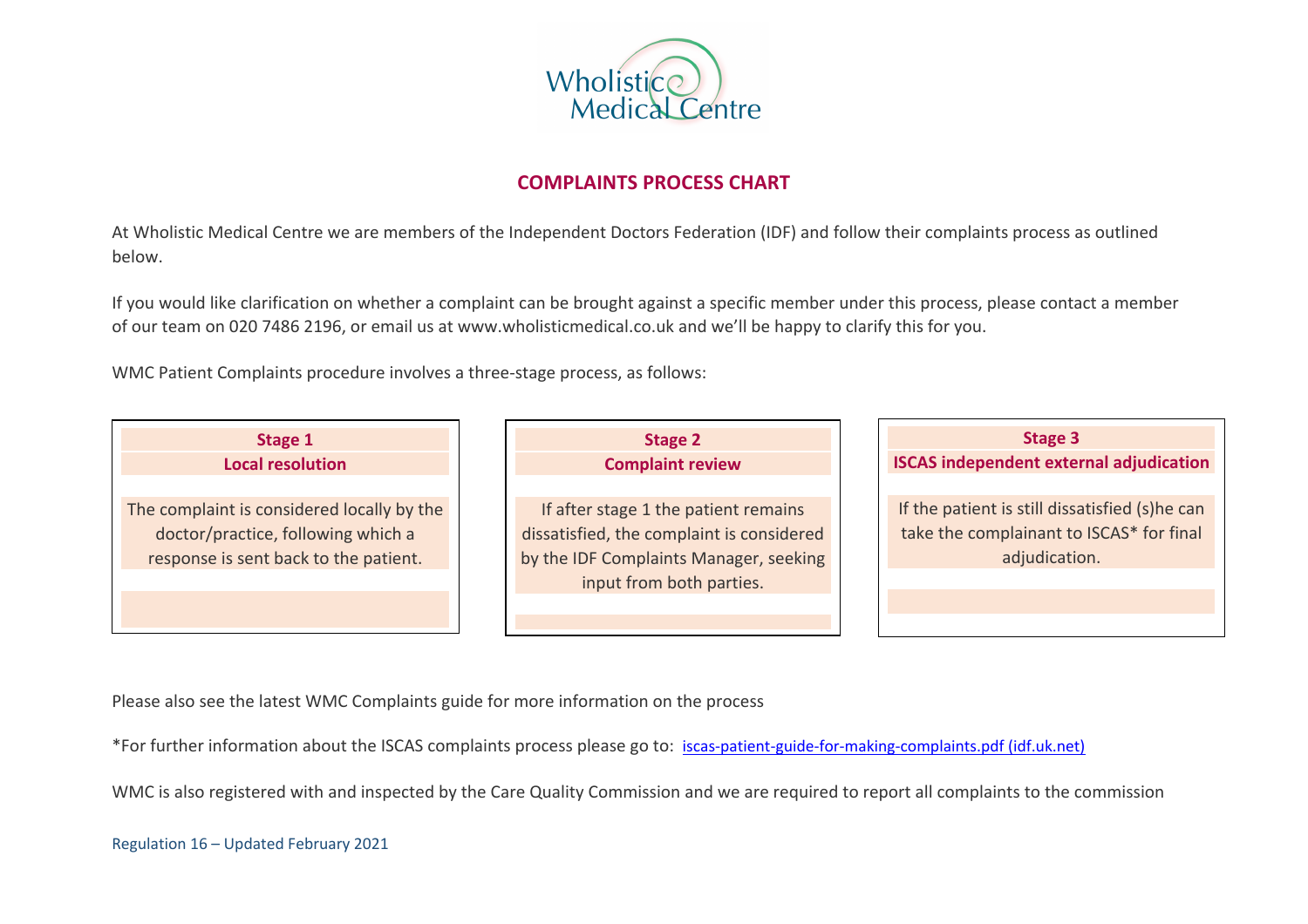Wholistic Medical Centre

# COMPLAINTS PROCESS CHART

At Wholistic Medical Centre we are members of the Independent Doctors Federation (IDF) and follow their complaints process as outlined below.

If you would like clarification on whether a complaint can be brought against a specific member under this process, please contact a member of our team on 020 7486 2196, or email us at www.wholisticmedical.co.uk and we'll be happy to clarify this for you.

WMC Patient Complaints procedure involves a three-stage process, as follows:

| Stage 1<br>**Local resolution** | Stage 2<br>**Complaint review** | Stage 3<br>**ISCAS independent external adjudication** |
|---|---|---|
| The complaint is considered locally by the doctor/practice, following which a response is sent back to the patient. | If after stage 1 the patient remains dissatisfied, the complaint is considered by the IDF Complaints Manager, seeking input from both parties. | If the patient is still dissatisfied (s)he can take the complainant to ISCAS* for final adjudication. |

Please also see the latest WMC Complaints guide for more information on the process

*For further information about the ISCAS complaints process please go to: iscas-patient-guide-for-making-complaints.pdf (idf.uk.net)

WMC is also registered with and inspected by the Care Quality Commission and we are required to report all complaints to the commission

Regulation 16 – Updated February 2021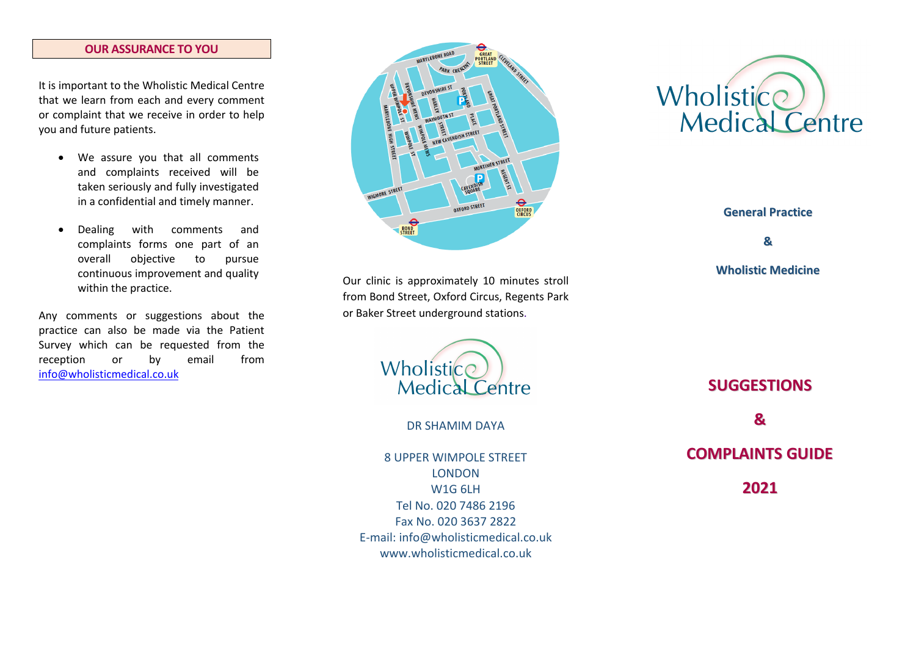## OUR ASSURANCE TO YOU

It is important to the Wholistic Medical Centre that we learn from each and every comment or complaint that we receive in order to help you and future patients.

- We assure you that all comments and complaints received will be taken seriously and fully investigated in a confidential and timely manner.
- Dealing with comments and complaints forms one part of an overall objective to pursue continuous improvement and quality within the practice.

Any comments or suggestions about the practice can also be made via the Patient Survey which can be requested from the reception or by email from info@wholisticmedical.co.uk

Our clinic is approximately 10 minutes stroll from Bond Street, Oxford Circus, Regents Park or Baker Street underground stations.

Wholistic Medical Centre

DR SHAMIM DAYA

8 UPPER WIMPOLE STREET
LONDON
W1G 6LH
Tel No. 020 7486 2196
Fax No. 020 3637 2822
E-mail: info@wholisticmedical.co.uk
www.wholisticmedical.co.uk

# Wholistic Medical Centre

**General Practice**

**&**

**Wholistic Medicine**

# SUGGESTIONS & COMPLAINTS GUIDE 2021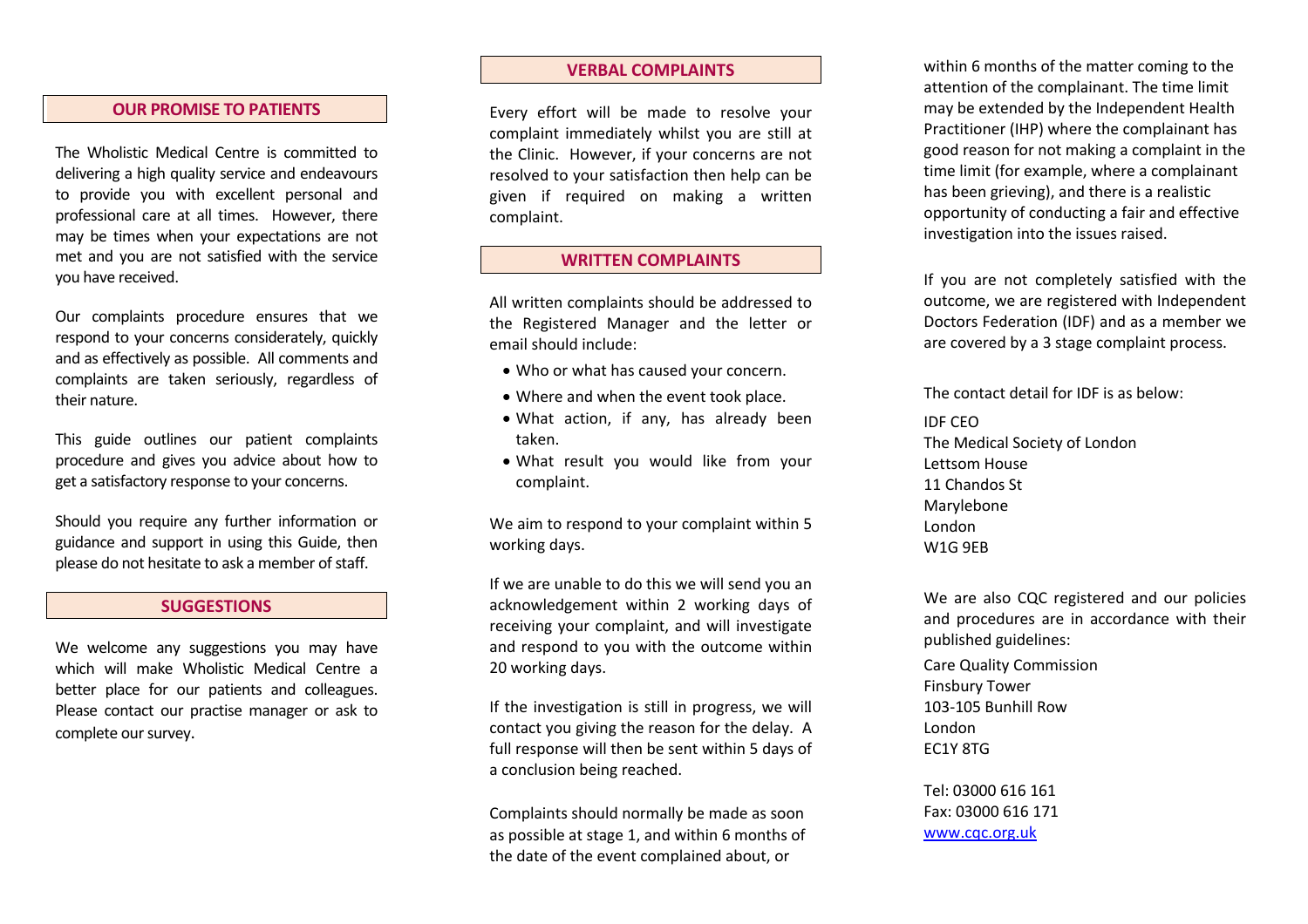## OUR PROMISE TO PATIENTS

The Wholistic Medical Centre is committed to delivering a high quality service and endeavours to provide you with excellent personal and professional care at all times. However, there may be times when your expectations are not met and you are not satisfied with the service you have received.

Our complaints procedure ensures that we respond to your concerns considerately, quickly and as effectively as possible. All comments and complaints are taken seriously, regardless of their nature.

This guide outlines our patient complaints procedure and gives you advice about how to get a satisfactory response to your concerns.

Should you require any further information or guidance and support in using this Guide, then please do not hesitate to ask a member of staff.

## SUGGESTIONS

We welcome any suggestions you may have which will make Wholistic Medical Centre a better place for our patients and colleagues. Please contact our practise manager or ask to complete our survey.

## VERBAL COMPLAINTS

Every effort will be made to resolve your complaint immediately whilst you are still at the Clinic. However, if your concerns are not resolved to your satisfaction then help can be given if required on making a written complaint.

## WRITTEN COMPLAINTS

All written complaints should be addressed to the Registered Manager and the letter or email should include:

- Who or what has caused your concern.
- Where and when the event took place.
- What action, if any, has already been taken.
- What result you would like from your complaint.

We aim to respond to your complaint within 5 working days.

If we are unable to do this we will send you an acknowledgement within 2 working days of receiving your complaint, and will investigate and respond to you with the outcome within 20 working days.

If the investigation is still in progress, we will contact you giving the reason for the delay. A full response will then be sent within 5 days of a conclusion being reached.

Complaints should normally be made as soon as possible at stage 1, and within 6 months of the date of the event complained about, or within 6 months of the matter coming to the attention of the complainant. The time limit may be extended by the Independent Health Practitioner (IHP) where the complainant has good reason for not making a complaint in the time limit (for example, where a complainant has been grieving), and there is a realistic opportunity of conducting a fair and effective investigation into the issues raised.

If you are not completely satisfied with the outcome, we are registered with Independent Doctors Federation (IDF) and as a member we are covered by a 3 stage complaint process.

The contact detail for IDF is as below:

IDF CEO
The Medical Society of London
Lettsom House
11 Chandos St
Marylebone
London
W1G 9EB

We are also CQC registered and our policies and procedures are in accordance with their published guidelines:

Care Quality Commission
Finsbury Tower
103-105 Bunhill Row
London
EC1Y 8TG

Tel: 03000 616 161
Fax: 03000 616 171
www.cqc.org.uk